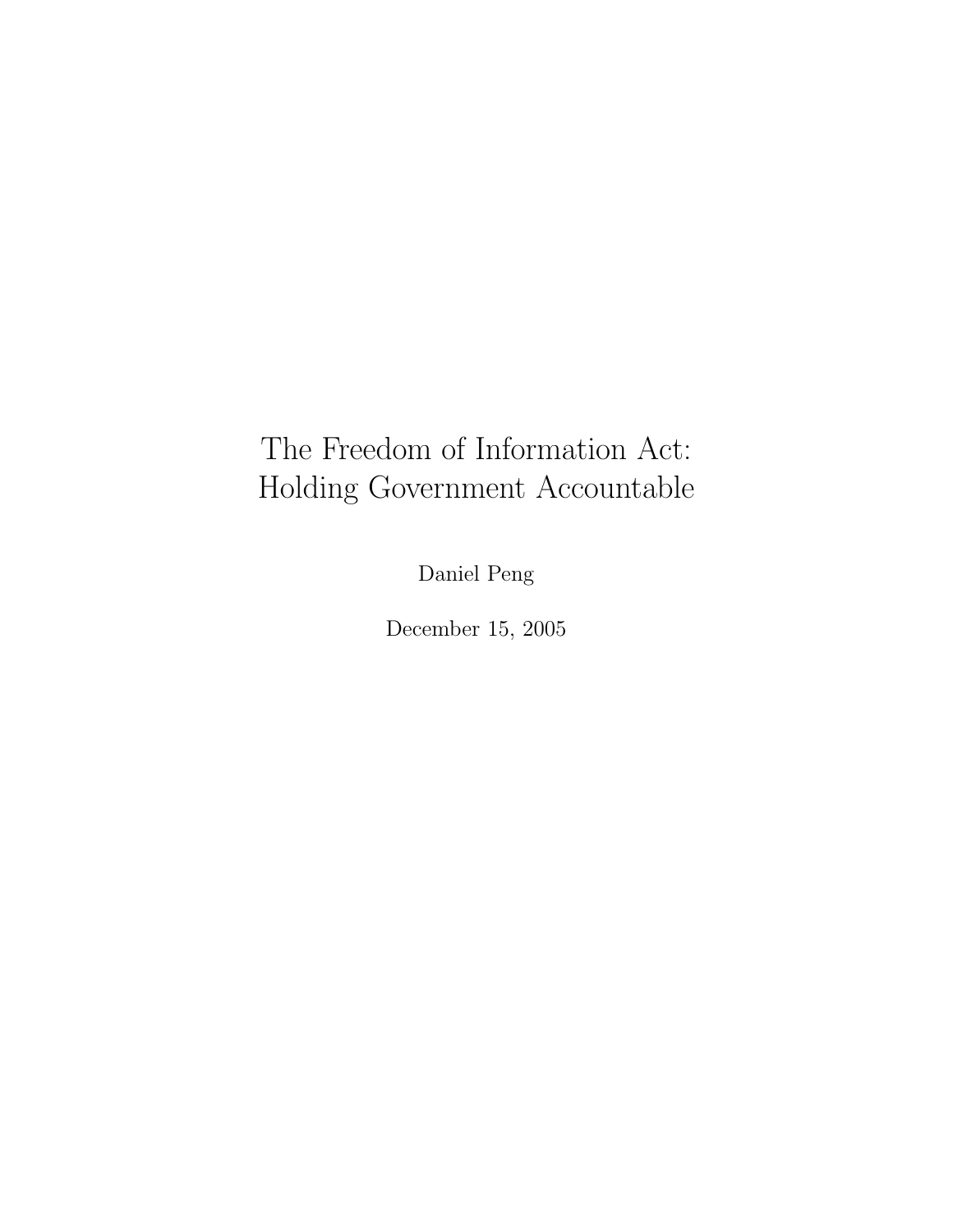# The Freedom of Information Act: Holding Government Accountable

Daniel Peng

December 15, 2005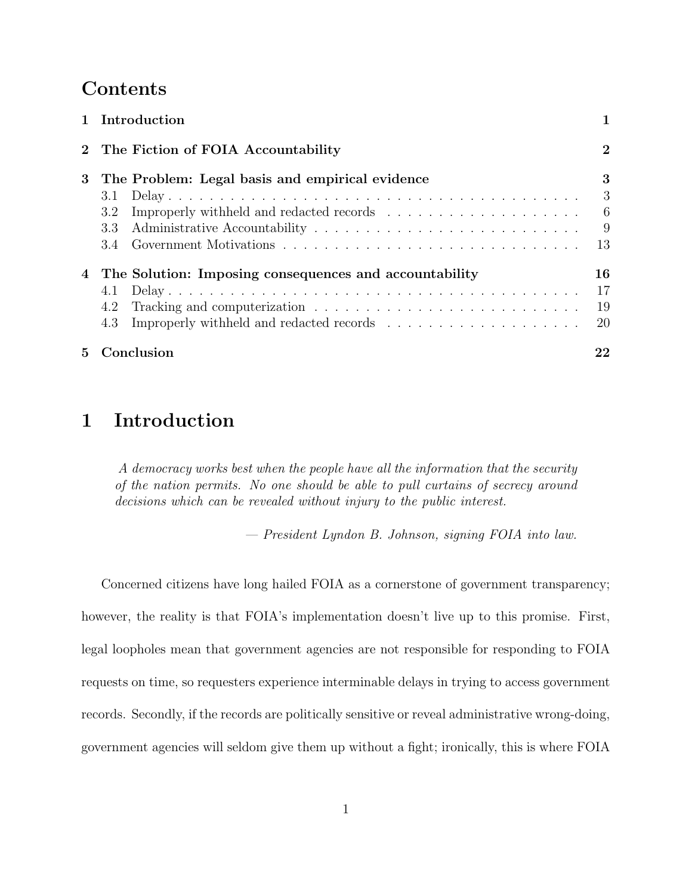# Contents

| | | |
|---|---|---|
| **1** | **Introduction** | **1** |
| **2** | **The Fiction of FOIA Accountability** | **2** |
| **3** | **The Problem: Legal basis and empirical evidence** | **3** |
| 3.1 | Delay | 3 |
| 3.2 | Improperly withheld and redacted records | 6 |
| 3.3 | Administrative Accountability | 9 |
| 3.4 | Government Motivations | 13 |
| **4** | **The Solution: Imposing consequences and accountability** | **16** |
| 4.1 | Delay | 17 |
| 4.2 | Tracking and computerization | 19 |
| 4.3 | Improperly withheld and redacted records | 20 |
| **5** | **Conclusion** | **22** |

# 1 Introduction

> *A democracy works best when the people have all the information that the security of the nation permits. No one should be able to pull curtains of secrecy around decisions which can be revealed without injury to the public interest.*
>
> — *President Lyndon B. Johnson, signing FOIA into law.*

Concerned citizens have long hailed FOIA as a cornerstone of government transparency; however, the reality is that FOIA's implementation doesn't live up to this promise. First, legal loopholes mean that government agencies are not responsible for responding to FOIA requests on time, so requesters experience interminable delays in trying to access government records. Secondly, if the records are politically sensitive or reveal administrative wrong-doing, government agencies will seldom give them up without a fight; ironically, this is where FOIA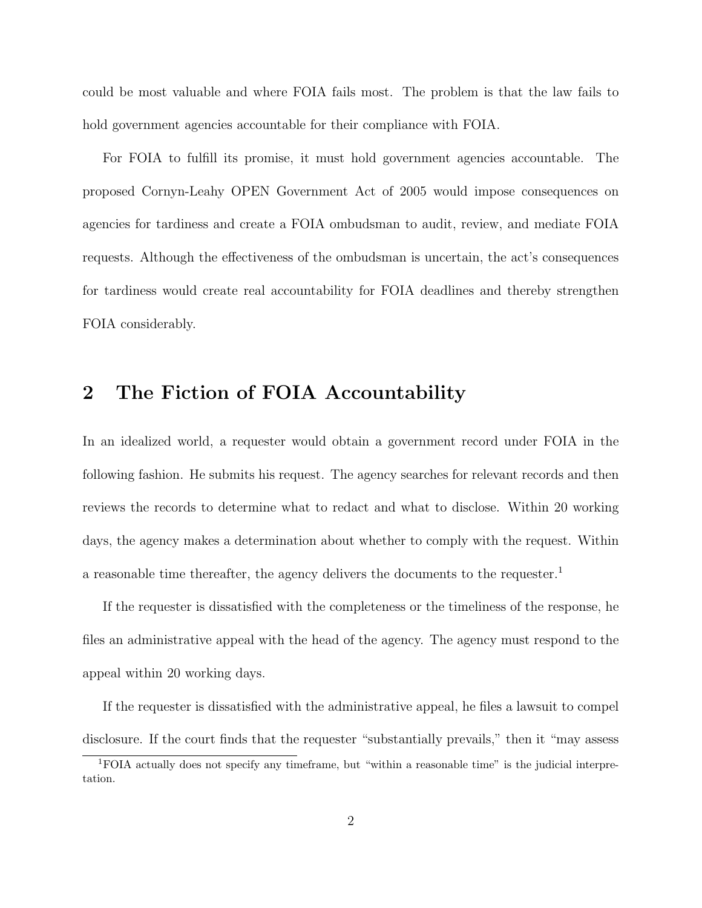could be most valuable and where FOIA fails most. The problem is that the law fails to hold government agencies accountable for their compliance with FOIA.

For FOIA to fulfill its promise, it must hold government agencies accountable. The proposed Cornyn-Leahy OPEN Government Act of 2005 would impose consequences on agencies for tardiness and create a FOIA ombudsman to audit, review, and mediate FOIA requests. Although the effectiveness of the ombudsman is uncertain, the act's consequences for tardiness would create real accountability for FOIA deadlines and thereby strengthen FOIA considerably.

## 2 The Fiction of FOIA Accountability

In an idealized world, a requester would obtain a government record under FOIA in the following fashion. He submits his request. The agency searches for relevant records and then reviews the records to determine what to redact and what to disclose. Within 20 working days, the agency makes a determination about whether to comply with the request. Within a reasonable time thereafter, the agency delivers the documents to the requester.[1]

If the requester is dissatisfied with the completeness or the timeliness of the response, he files an administrative appeal with the head of the agency. The agency must respond to the appeal within 20 working days.

If the requester is dissatisfied with the administrative appeal, he files a lawsuit to compel disclosure. If the court finds that the requester "substantially prevails," then it "may assess

[1] FOIA actually does not specify any timeframe, but "within a reasonable time" is the judicial interpretation.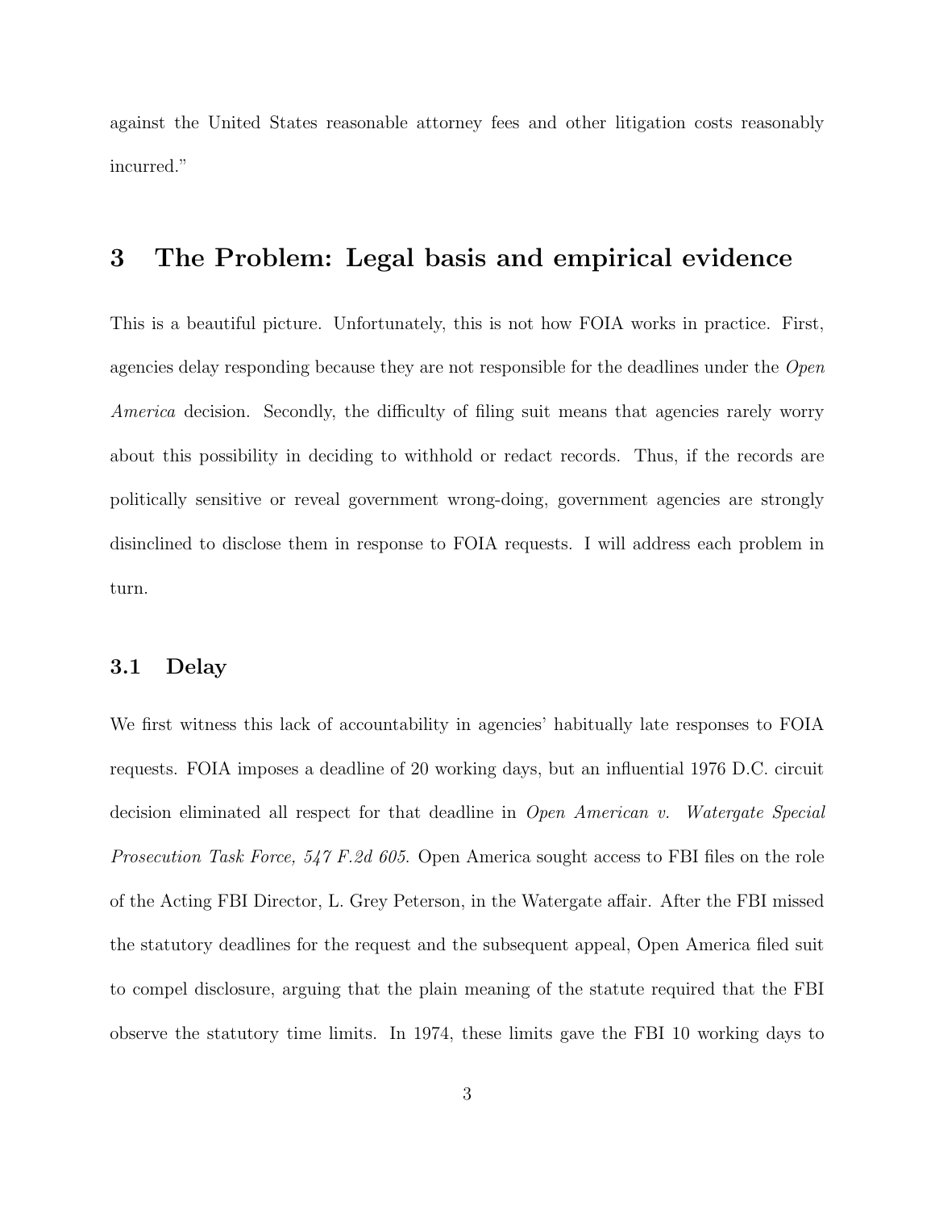against the United States reasonable attorney fees and other litigation costs reasonably incurred."

## 3 The Problem: Legal basis and empirical evidence

This is a beautiful picture. Unfortunately, this is not how FOIA works in practice. First, agencies delay responding because they are not responsible for the deadlines under the *Open America* decision. Secondly, the difficulty of filing suit means that agencies rarely worry about this possibility in deciding to withhold or redact records. Thus, if the records are politically sensitive or reveal government wrong-doing, government agencies are strongly disinclined to disclose them in response to FOIA requests. I will address each problem in turn.

### 3.1 Delay

We first witness this lack of accountability in agencies' habitually late responses to FOIA requests. FOIA imposes a deadline of 20 working days, but an influential 1976 D.C. circuit decision eliminated all respect for that deadline in *Open American v. Watergate Special Prosecution Task Force, 547 F.2d 605.* Open America sought access to FBI files on the role of the Acting FBI Director, L. Grey Peterson, in the Watergate affair. After the FBI missed the statutory deadlines for the request and the subsequent appeal, Open America filed suit to compel disclosure, arguing that the plain meaning of the statute required that the FBI observe the statutory time limits. In 1974, these limits gave the FBI 10 working days to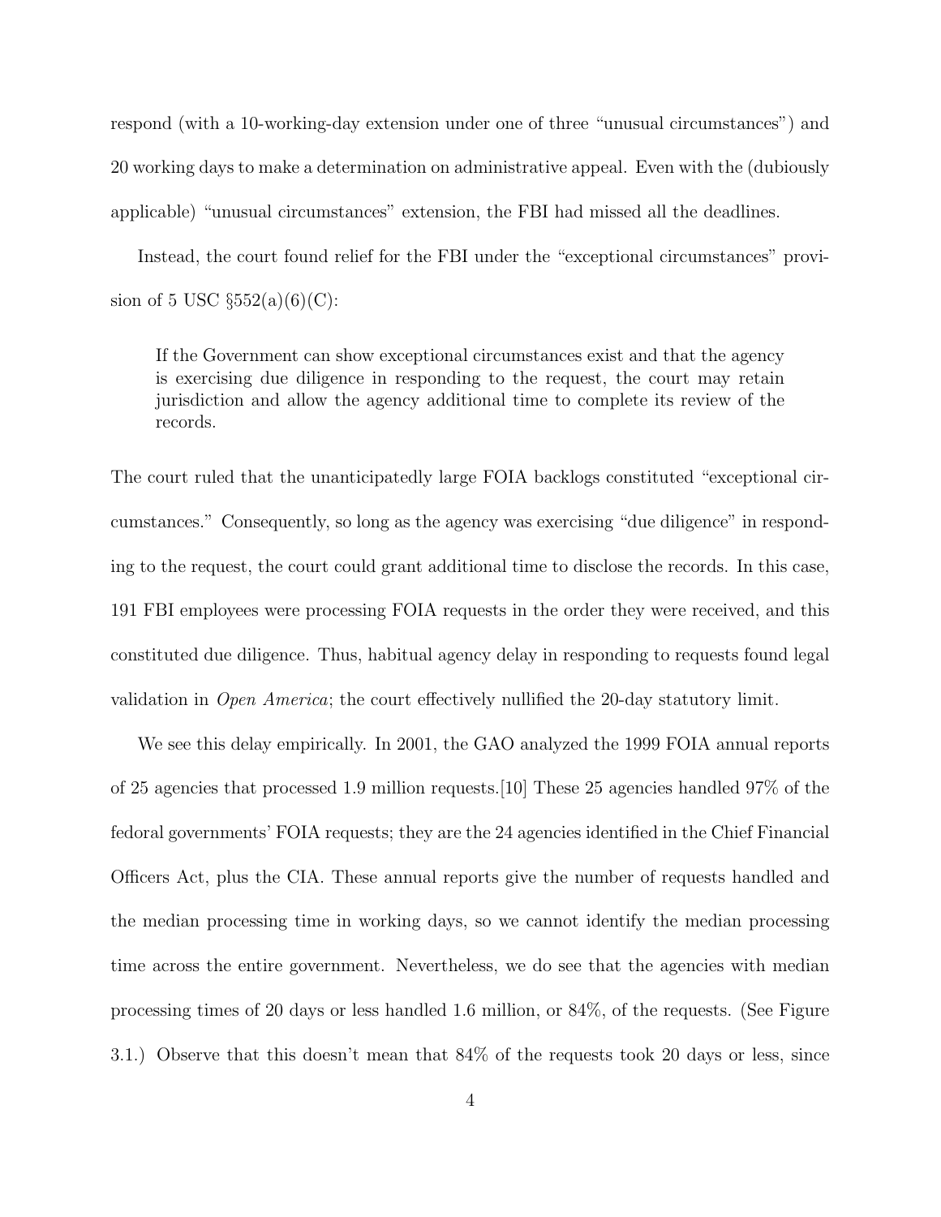respond (with a 10-working-day extension under one of three "unusual circumstances") and 20 working days to make a determination on administrative appeal. Even with the (dubiously applicable) "unusual circumstances" extension, the FBI had missed all the deadlines.

Instead, the court found relief for the FBI under the "exceptional circumstances" provision of 5 USC §552(a)(6)(C):

> If the Government can show exceptional circumstances exist and that the agency is exercising due diligence in responding to the request, the court may retain jurisdiction and allow the agency additional time to complete its review of the records.

The court ruled that the unanticipatedly large FOIA backlogs constituted "exceptional circumstances." Consequently, so long as the agency was exercising "due diligence" in responding to the request, the court could grant additional time to disclose the records. In this case, 191 FBI employees were processing FOIA requests in the order they were received, and this constituted due diligence. Thus, habitual agency delay in responding to requests found legal validation in *Open America*; the court effectively nullified the 20-day statutory limit.

We see this delay empirically. In 2001, the GAO analyzed the 1999 FOIA annual reports of 25 agencies that processed 1.9 million requests.[10] These 25 agencies handled 97% of the fedoral governments' FOIA requests; they are the 24 agencies identified in the Chief Financial Officers Act, plus the CIA. These annual reports give the number of requests handled and the median processing time in working days, so we cannot identify the median processing time across the entire government. Nevertheless, we do see that the agencies with median processing times of 20 days or less handled 1.6 million, or 84%, of the requests. (See Figure 3.1.) Observe that this doesn't mean that 84% of the requests took 20 days or less, since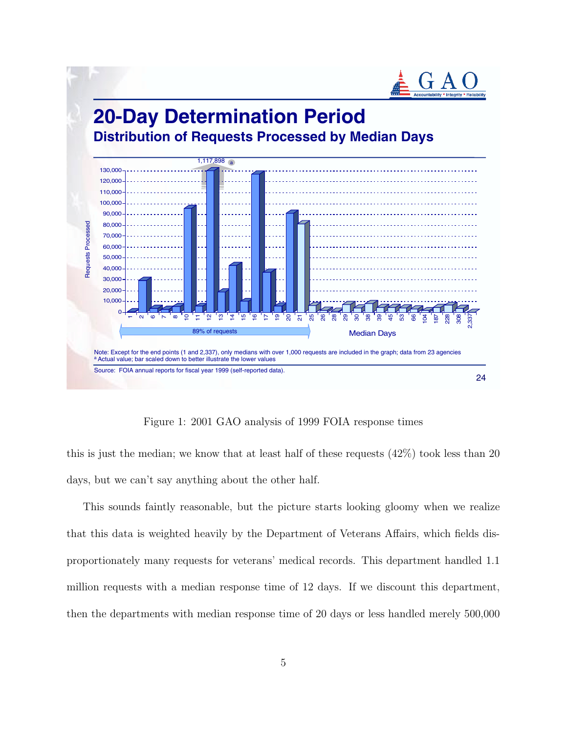## 20-Day Determination Period

### Distribution of Requests Processed by Median Days

Note: Except for the end points (1 and 2,337), only medians with over 1,000 requests are included in the graph; data from 23 agencies
[a] Actual value; bar scaled down to better illustrate the lower values

Source: FOIA annual reports for fiscal year 1999 (self-reported data).

Figure 1: 2001 GAO analysis of 1999 FOIA response times

this is just the median; we know that at least half of these requests (42%) took less than 20 days, but we can't say anything about the other half.

This sounds faintly reasonable, but the picture starts looking gloomy when we realize that this data is weighted heavily by the Department of Veterans Affairs, which fields disproportionately many requests for veterans' medical records. This department handled 1.1 million requests with a median response time of 12 days. If we discount this department, then the departments with median response time of 20 days or less handled merely 500,000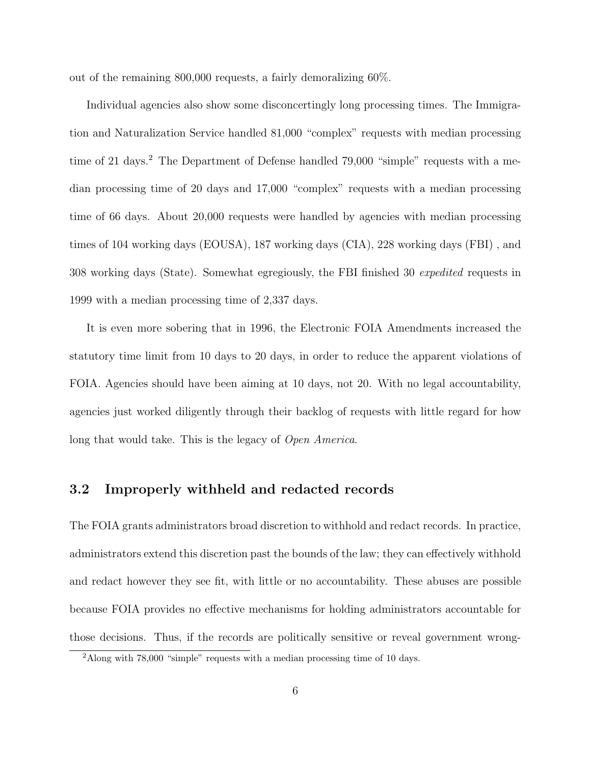out of the remaining 800,000 requests, a fairly demoralizing 60%.

Individual agencies also show some disconcertingly long processing times. The Immigration and Naturalization Service handled 81,000 "complex" requests with median processing time of 21 days.[2] The Department of Defense handled 79,000 "simple" requests with a median processing time of 20 days and 17,000 "complex" requests with a median processing time of 66 days. About 20,000 requests were handled by agencies with median processing times of 104 working days (EOUSA), 187 working days (CIA), 228 working days (FBI) , and 308 working days (State). Somewhat egregiously, the FBI finished 30 *expedited* requests in 1999 with a median processing time of 2,337 days.

It is even more sobering that in 1996, the Electronic FOIA Amendments increased the statutory time limit from 10 days to 20 days, in order to reduce the apparent violations of FOIA. Agencies should have been aiming at 10 days, not 20. With no legal accountability, agencies just worked diligently through their backlog of requests with little regard for how long that would take. This is the legacy of *Open America*.

### 3.2 Improperly withheld and redacted records

The FOIA grants administrators broad discretion to withhold and redact records. In practice, administrators extend this discretion past the bounds of the law; they can effectively withhold and redact however they see fit, with little or no accountability. These abuses are possible because FOIA provides no effective mechanisms for holding administrators accountable for those decisions. Thus, if the records are politically sensitive or reveal government wrong-

[2] Along with 78,000 "simple" requests with a median processing time of 10 days.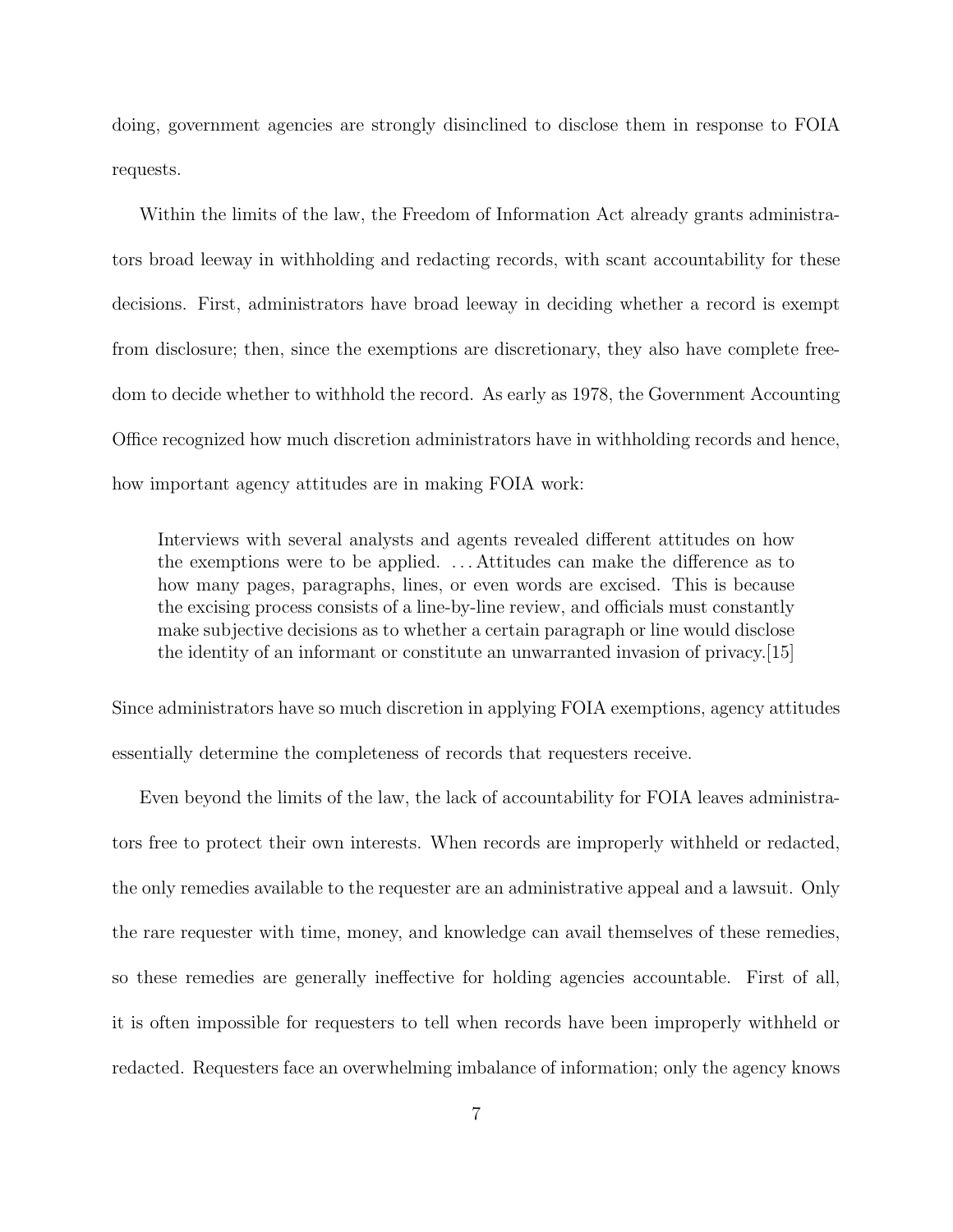doing, government agencies are strongly disinclined to disclose them in response to FOIA requests.

Within the limits of the law, the Freedom of Information Act already grants administrators broad leeway in withholding and redacting records, with scant accountability for these decisions. First, administrators have broad leeway in deciding whether a record is exempt from disclosure; then, since the exemptions are discretionary, they also have complete freedom to decide whether to withhold the record. As early as 1978, the Government Accounting Office recognized how much discretion administrators have in withholding records and hence, how important agency attitudes are in making FOIA work:

> Interviews with several analysts and agents revealed different attitudes on how the exemptions were to be applied. . . . Attitudes can make the difference as to how many pages, paragraphs, lines, or even words are excised. This is because the excising process consists of a line-by-line review, and officials must constantly make subjective decisions as to whether a certain paragraph or line would disclose the identity of an informant or constitute an unwarranted invasion of privacy.[15]

Since administrators have so much discretion in applying FOIA exemptions, agency attitudes essentially determine the completeness of records that requesters receive.

Even beyond the limits of the law, the lack of accountability for FOIA leaves administrators free to protect their own interests. When records are improperly withheld or redacted, the only remedies available to the requester are an administrative appeal and a lawsuit. Only the rare requester with time, money, and knowledge can avail themselves of these remedies, so these remedies are generally ineffective for holding agencies accountable. First of all, it is often impossible for requesters to tell when records have been improperly withheld or redacted. Requesters face an overwhelming imbalance of information; only the agency knows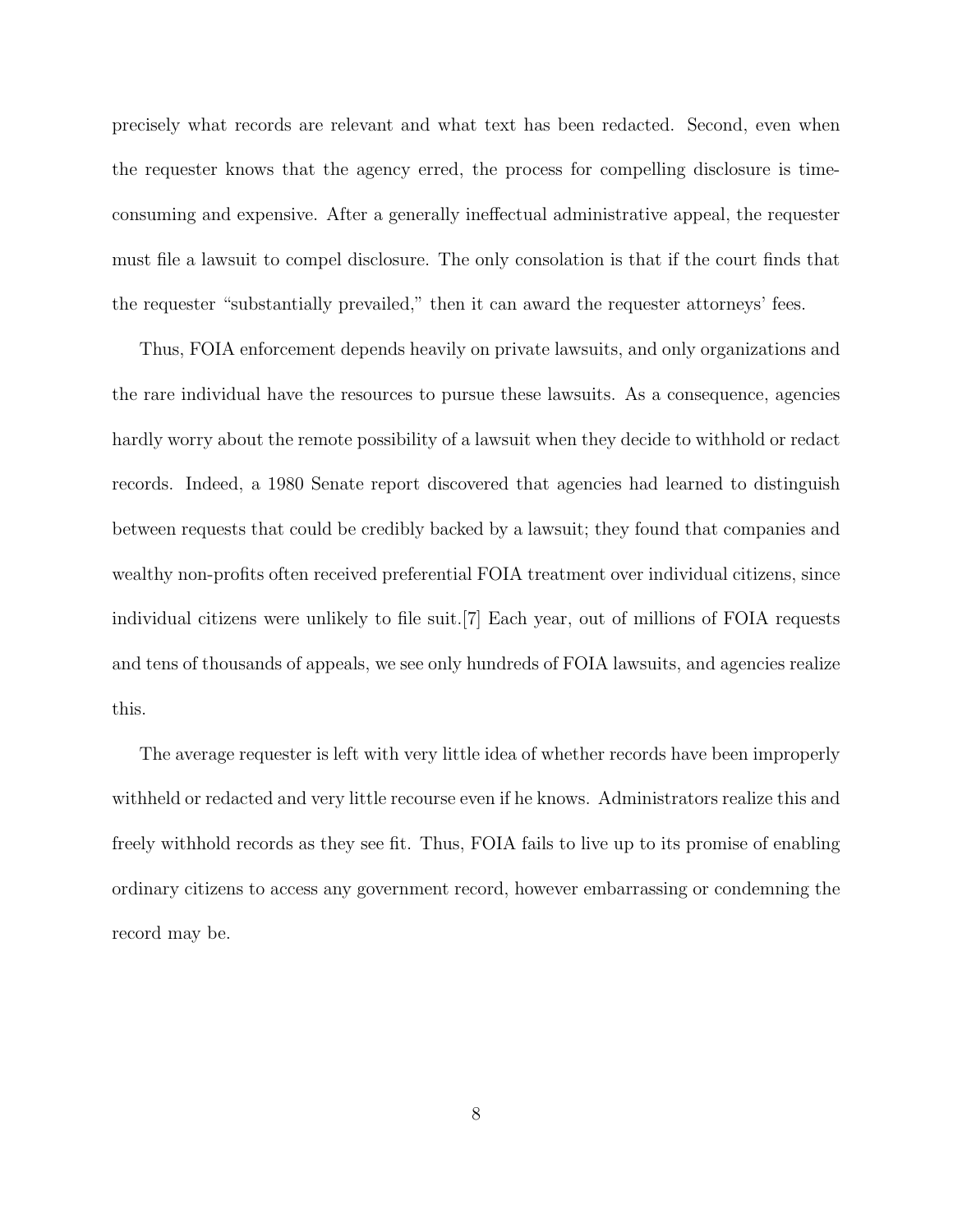precisely what records are relevant and what text has been redacted. Second, even when the requester knows that the agency erred, the process for compelling disclosure is time-consuming and expensive. After a generally ineffectual administrative appeal, the requester must file a lawsuit to compel disclosure. The only consolation is that if the court finds that the requester "substantially prevailed," then it can award the requester attorneys' fees.

Thus, FOIA enforcement depends heavily on private lawsuits, and only organizations and the rare individual have the resources to pursue these lawsuits. As a consequence, agencies hardly worry about the remote possibility of a lawsuit when they decide to withhold or redact records. Indeed, a 1980 Senate report discovered that agencies had learned to distinguish between requests that could be credibly backed by a lawsuit; they found that companies and wealthy non-profits often received preferential FOIA treatment over individual citizens, since individual citizens were unlikely to file suit.[7] Each year, out of millions of FOIA requests and tens of thousands of appeals, we see only hundreds of FOIA lawsuits, and agencies realize this.

The average requester is left with very little idea of whether records have been improperly withheld or redacted and very little recourse even if he knows. Administrators realize this and freely withhold records as they see fit. Thus, FOIA fails to live up to its promise of enabling ordinary citizens to access any government record, however embarrassing or condemning the record may be.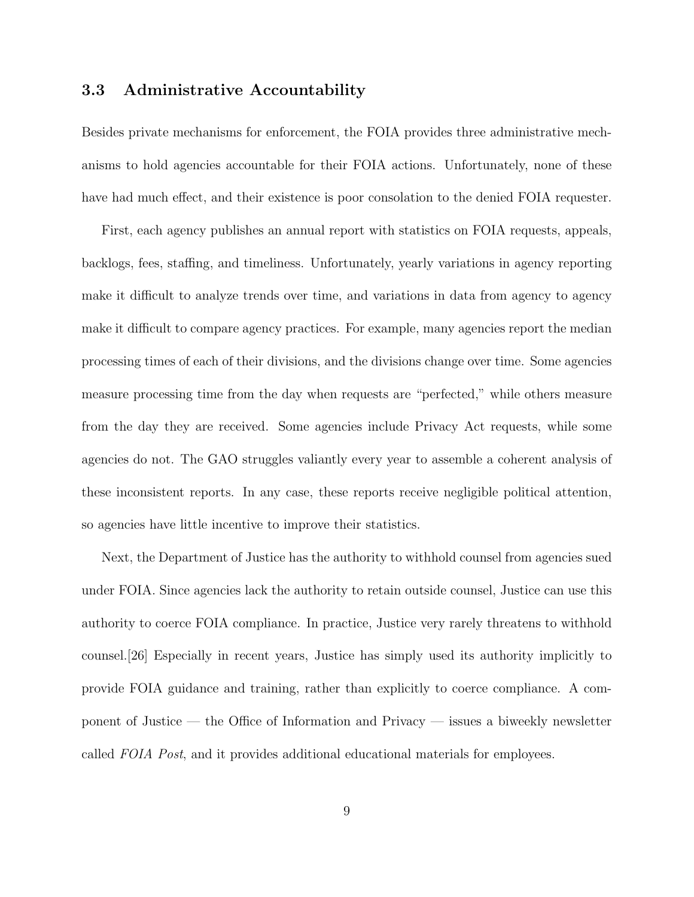### 3.3 Administrative Accountability

Besides private mechanisms for enforcement, the FOIA provides three administrative mechanisms to hold agencies accountable for their FOIA actions. Unfortunately, none of these have had much effect, and their existence is poor consolation to the denied FOIA requester.

First, each agency publishes an annual report with statistics on FOIA requests, appeals, backlogs, fees, staffing, and timeliness. Unfortunately, yearly variations in agency reporting make it difficult to analyze trends over time, and variations in data from agency to agency make it difficult to compare agency practices. For example, many agencies report the median processing times of each of their divisions, and the divisions change over time. Some agencies measure processing time from the day when requests are "perfected," while others measure from the day they are received. Some agencies include Privacy Act requests, while some agencies do not. The GAO struggles valiantly every year to assemble a coherent analysis of these inconsistent reports. In any case, these reports receive negligible political attention, so agencies have little incentive to improve their statistics.

Next, the Department of Justice has the authority to withhold counsel from agencies sued under FOIA. Since agencies lack the authority to retain outside counsel, Justice can use this authority to coerce FOIA compliance. In practice, Justice very rarely threatens to withhold counsel.[26] Especially in recent years, Justice has simply used its authority implicitly to provide FOIA guidance and training, rather than explicitly to coerce compliance. A component of Justice — the Office of Information and Privacy — issues a biweekly newsletter called *FOIA Post*, and it provides additional educational materials for employees.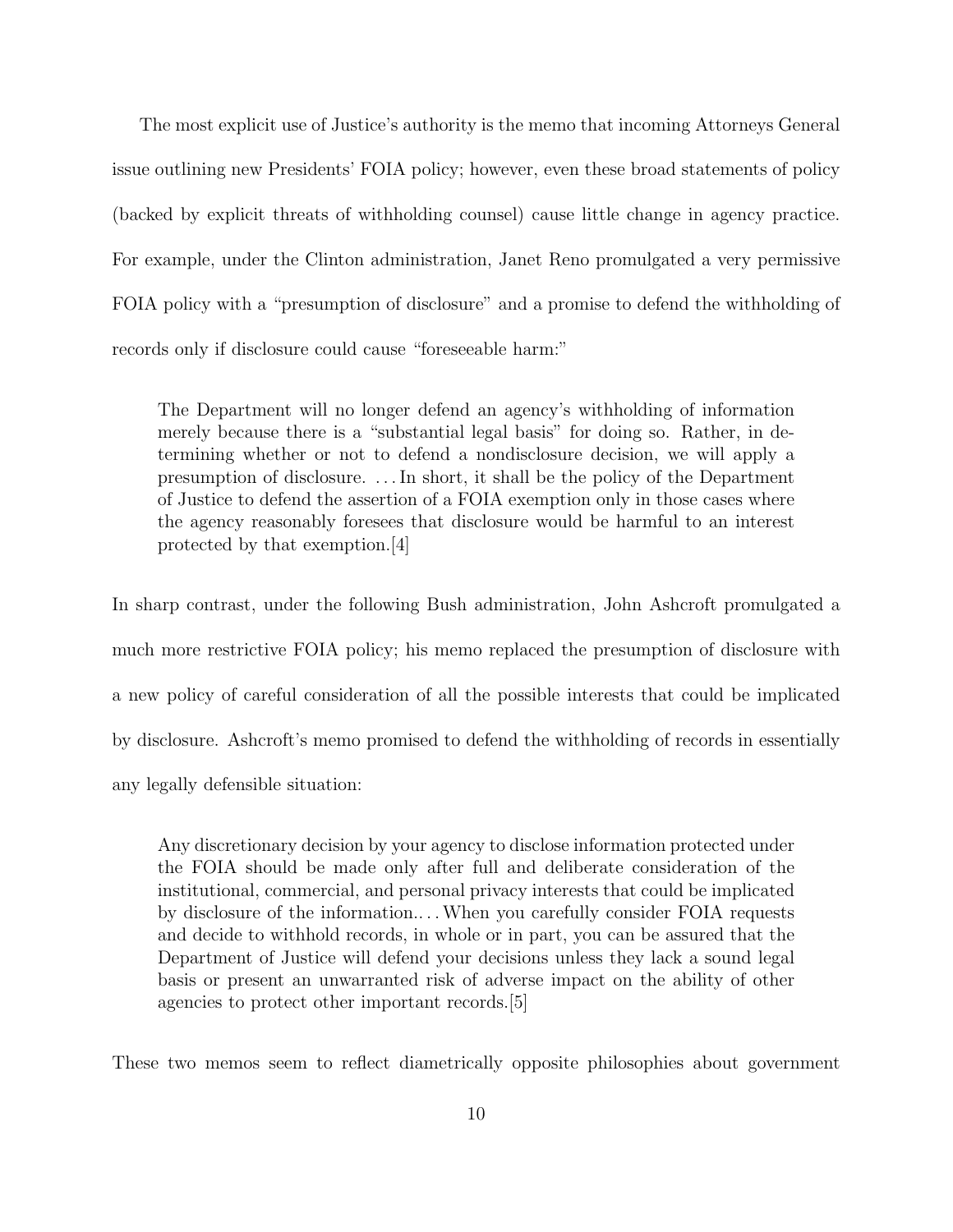The most explicit use of Justice's authority is the memo that incoming Attorneys General issue outlining new Presidents' FOIA policy; however, even these broad statements of policy (backed by explicit threats of withholding counsel) cause little change in agency practice. For example, under the Clinton administration, Janet Reno promulgated a very permissive FOIA policy with a "presumption of disclosure" and a promise to defend the withholding of records only if disclosure could cause "foreseeable harm:"

> The Department will no longer defend an agency's withholding of information merely because there is a "substantial legal basis" for doing so. Rather, in determining whether or not to defend a nondisclosure decision, we will apply a presumption of disclosure. ... In short, it shall be the policy of the Department of Justice to defend the assertion of a FOIA exemption only in those cases where the agency reasonably foresees that disclosure would be harmful to an interest protected by that exemption.[4]

In sharp contrast, under the following Bush administration, John Ashcroft promulgated a much more restrictive FOIA policy; his memo replaced the presumption of disclosure with a new policy of careful consideration of all the possible interests that could be implicated by disclosure. Ashcroft's memo promised to defend the withholding of records in essentially any legally defensible situation:

> Any discretionary decision by your agency to disclose information protected under the FOIA should be made only after full and deliberate consideration of the institutional, commercial, and personal privacy interests that could be implicated by disclosure of the information.... When you carefully consider FOIA requests and decide to withhold records, in whole or in part, you can be assured that the Department of Justice will defend your decisions unless they lack a sound legal basis or present an unwarranted risk of adverse impact on the ability of other agencies to protect other important records.[5]

These two memos seem to reflect diametrically opposite philosophies about government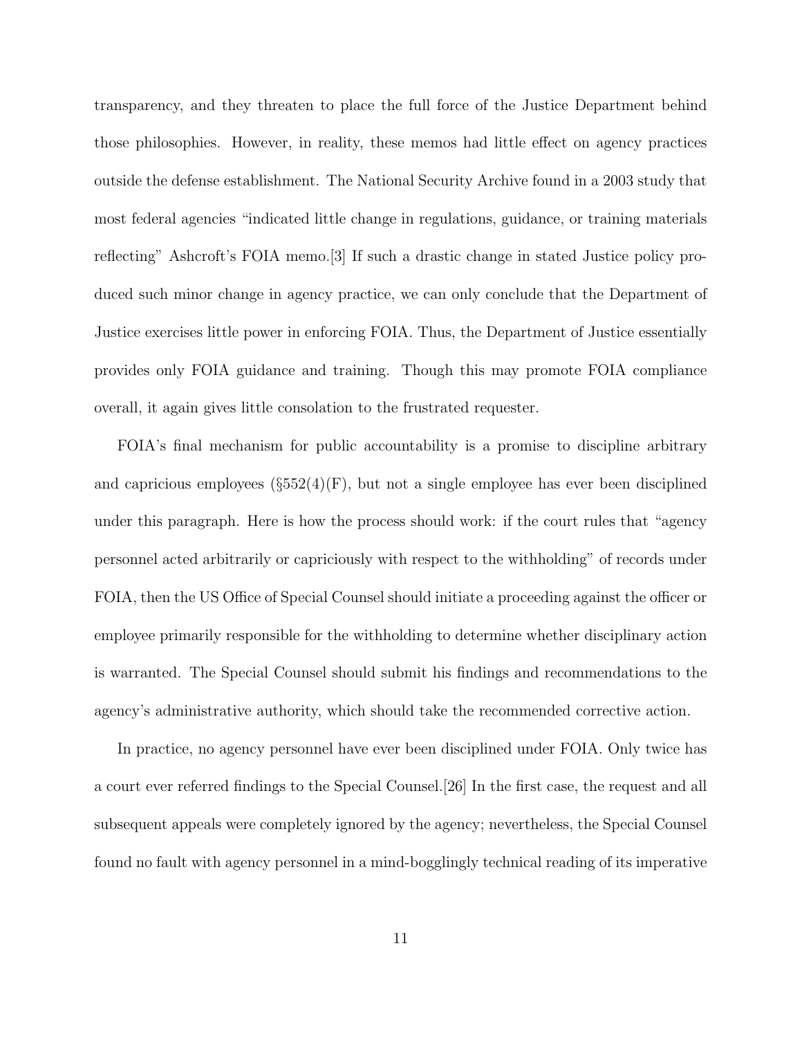transparency, and they threaten to place the full force of the Justice Department behind those philosophies. However, in reality, these memos had little effect on agency practices outside the defense establishment. The National Security Archive found in a 2003 study that most federal agencies "indicated little change in regulations, guidance, or training materials reflecting" Ashcroft's FOIA memo.[3] If such a drastic change in stated Justice policy produced such minor change in agency practice, we can only conclude that the Department of Justice exercises little power in enforcing FOIA. Thus, the Department of Justice essentially provides only FOIA guidance and training. Though this may promote FOIA compliance overall, it again gives little consolation to the frustrated requester.

FOIA's final mechanism for public accountability is a promise to discipline arbitrary and capricious employees (§552(4)(F), but not a single employee has ever been disciplined under this paragraph. Here is how the process should work: if the court rules that "agency personnel acted arbitrarily or capriciously with respect to the withholding" of records under FOIA, then the US Office of Special Counsel should initiate a proceeding against the officer or employee primarily responsible for the withholding to determine whether disciplinary action is warranted. The Special Counsel should submit his findings and recommendations to the agency's administrative authority, which should take the recommended corrective action.

In practice, no agency personnel have ever been disciplined under FOIA. Only twice has a court ever referred findings to the Special Counsel.[26] In the first case, the request and all subsequent appeals were completely ignored by the agency; nevertheless, the Special Counsel found no fault with agency personnel in a mind-bogglingly technical reading of its imperative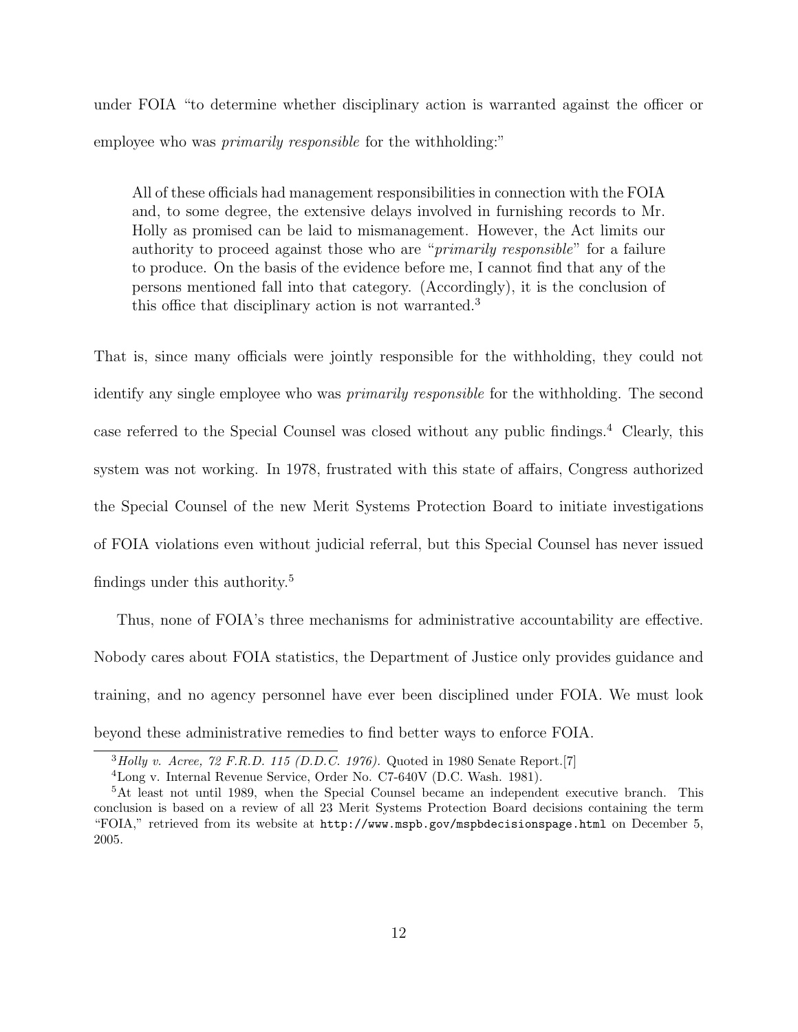under FOIA "to determine whether disciplinary action is warranted against the officer or employee who was *primarily responsible* for the withholding:"

> All of these officials had management responsibilities in connection with the FOIA and, to some degree, the extensive delays involved in furnishing records to Mr. Holly as promised can be laid to mismanagement. However, the Act limits our authority to proceed against those who are "*primarily responsible*" for a failure to produce. On the basis of the evidence before me, I cannot find that any of the persons mentioned fall into that category. (Accordingly), it is the conclusion of this office that disciplinary action is not warranted.[3]

That is, since many officials were jointly responsible for the withholding, they could not identify any single employee who was *primarily responsible* for the withholding. The second case referred to the Special Counsel was closed without any public findings.[4] Clearly, this system was not working. In 1978, frustrated with this state of affairs, Congress authorized the Special Counsel of the new Merit Systems Protection Board to initiate investigations of FOIA violations even without judicial referral, but this Special Counsel has never issued findings under this authority.[5]

Thus, none of FOIA's three mechanisms for administrative accountability are effective. Nobody cares about FOIA statistics, the Department of Justice only provides guidance and training, and no agency personnel have ever been disciplined under FOIA. We must look beyond these administrative remedies to find better ways to enforce FOIA.

[3] *Holly v. Acree, 72 F.R.D. 115 (D.D.C. 1976).* Quoted in 1980 Senate Report.[7]

[4] Long v. Internal Revenue Service, Order No. C7-640V (D.C. Wash. 1981).

[5] At least not until 1989, when the Special Counsel became an independent executive branch. This conclusion is based on a review of all 23 Merit Systems Protection Board decisions containing the term "FOIA," retrieved from its website at `http://www.mspb.gov/mspbdecisionspage.html` on December 5, 2005.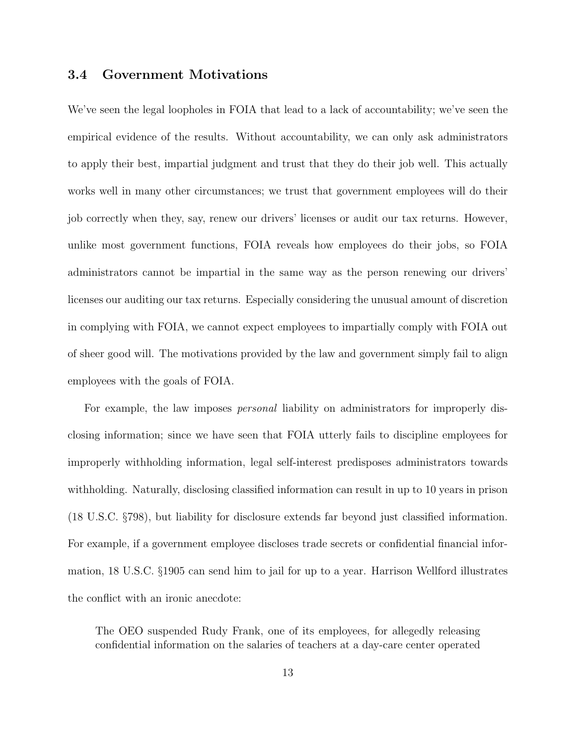### 3.4 Government Motivations

We've seen the legal loopholes in FOIA that lead to a lack of accountability; we've seen the empirical evidence of the results. Without accountability, we can only ask administrators to apply their best, impartial judgment and trust that they do their job well. This actually works well in many other circumstances; we trust that government employees will do their job correctly when they, say, renew our drivers' licenses or audit our tax returns. However, unlike most government functions, FOIA reveals how employees do their jobs, so FOIA administrators cannot be impartial in the same way as the person renewing our drivers' licenses our auditing our tax returns. Especially considering the unusual amount of discretion in complying with FOIA, we cannot expect employees to impartially comply with FOIA out of sheer good will. The motivations provided by the law and government simply fail to align employees with the goals of FOIA.

For example, the law imposes *personal* liability on administrators for improperly disclosing information; since we have seen that FOIA utterly fails to discipline employees for improperly withholding information, legal self-interest predisposes administrators towards withholding. Naturally, disclosing classified information can result in up to 10 years in prison (18 U.S.C. §798), but liability for disclosure extends far beyond just classified information. For example, if a government employee discloses trade secrets or confidential financial information, 18 U.S.C. §1905 can send him to jail for up to a year. Harrison Wellford illustrates the conflict with an ironic anecdote:

> The OEO suspended Rudy Frank, one of its employees, for allegedly releasing confidential information on the salaries of teachers at a day-care center operated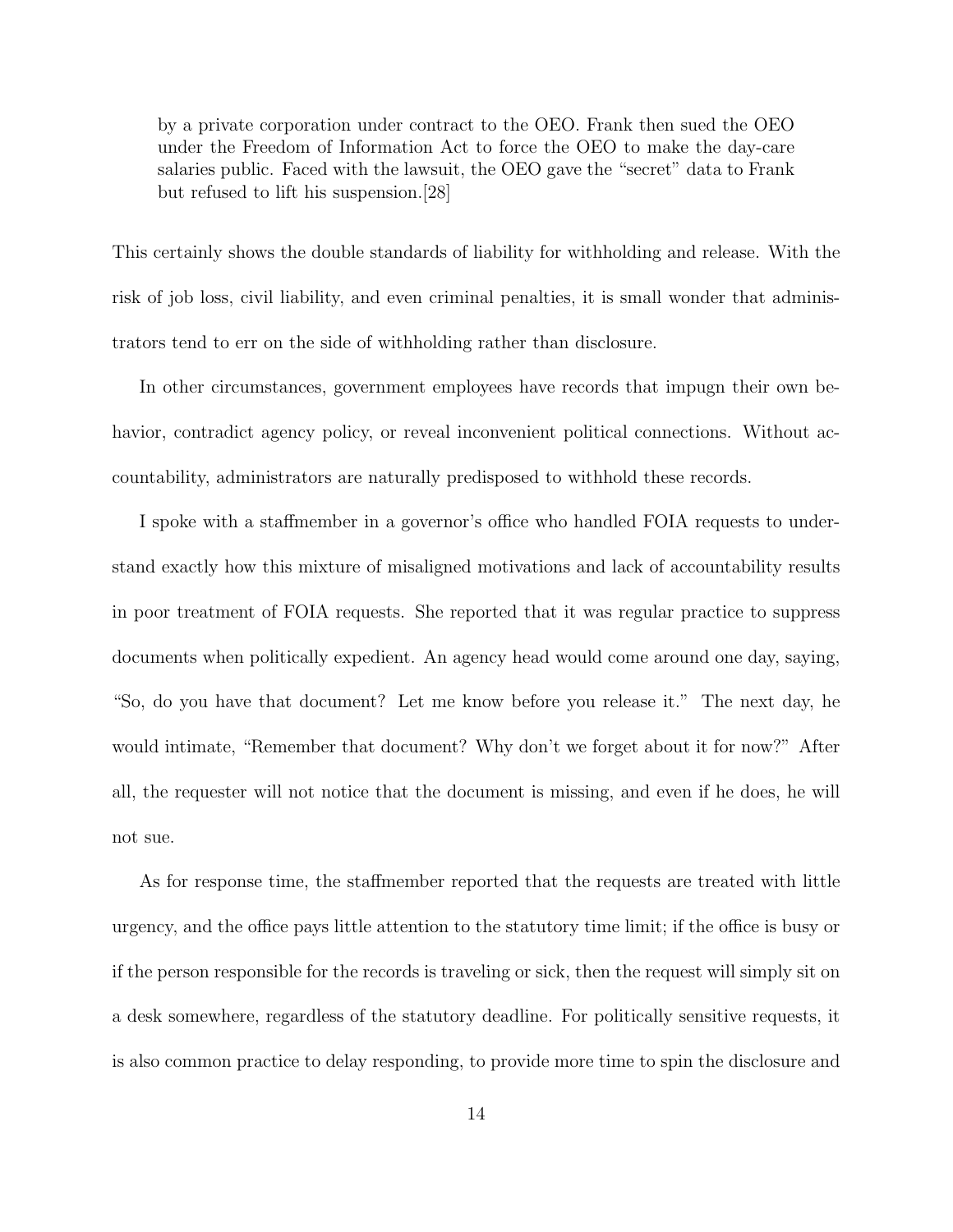> by a private corporation under contract to the OEO. Frank then sued the OEO under the Freedom of Information Act to force the OEO to make the day-care salaries public. Faced with the lawsuit, the OEO gave the "secret" data to Frank but refused to lift his suspension.[28]

This certainly shows the double standards of liability for withholding and release. With the risk of job loss, civil liability, and even criminal penalties, it is small wonder that administrators tend to err on the side of withholding rather than disclosure.

In other circumstances, government employees have records that impugn their own behavior, contradict agency policy, or reveal inconvenient political connections. Without accountability, administrators are naturally predisposed to withhold these records.

I spoke with a staffmember in a governor's office who handled FOIA requests to understand exactly how this mixture of misaligned motivations and lack of accountability results in poor treatment of FOIA requests. She reported that it was regular practice to suppress documents when politically expedient. An agency head would come around one day, saying, "So, do you have that document? Let me know before you release it." The next day, he would intimate, "Remember that document? Why don't we forget about it for now?" After all, the requester will not notice that the document is missing, and even if he does, he will not sue.

As for response time, the staffmember reported that the requests are treated with little urgency, and the office pays little attention to the statutory time limit; if the office is busy or if the person responsible for the records is traveling or sick, then the request will simply sit on a desk somewhere, regardless of the statutory deadline. For politically sensitive requests, it is also common practice to delay responding, to provide more time to spin the disclosure and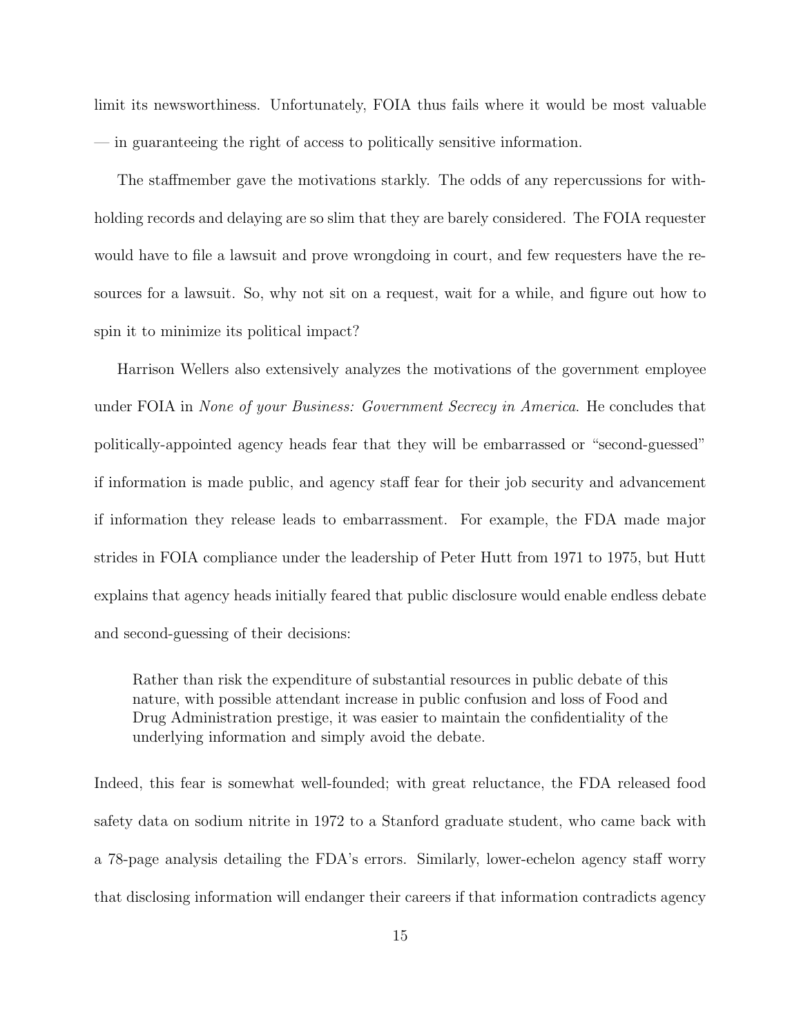limit its newsworthiness. Unfortunately, FOIA thus fails where it would be most valuable — in guaranteeing the right of access to politically sensitive information.

The staffmember gave the motivations starkly. The odds of any repercussions for withholding records and delaying are so slim that they are barely considered. The FOIA requester would have to file a lawsuit and prove wrongdoing in court, and few requesters have the resources for a lawsuit. So, why not sit on a request, wait for a while, and figure out how to spin it to minimize its political impact?

Harrison Wellers also extensively analyzes the motivations of the government employee under FOIA in *None of your Business: Government Secrecy in America*. He concludes that politically-appointed agency heads fear that they will be embarrassed or "second-guessed" if information is made public, and agency staff fear for their job security and advancement if information they release leads to embarrassment. For example, the FDA made major strides in FOIA compliance under the leadership of Peter Hutt from 1971 to 1975, but Hutt explains that agency heads initially feared that public disclosure would enable endless debate and second-guessing of their decisions:

> Rather than risk the expenditure of substantial resources in public debate of this nature, with possible attendant increase in public confusion and loss of Food and Drug Administration prestige, it was easier to maintain the confidentiality of the underlying information and simply avoid the debate.

Indeed, this fear is somewhat well-founded; with great reluctance, the FDA released food safety data on sodium nitrite in 1972 to a Stanford graduate student, who came back with a 78-page analysis detailing the FDA's errors. Similarly, lower-echelon agency staff worry that disclosing information will endanger their careers if that information contradicts agency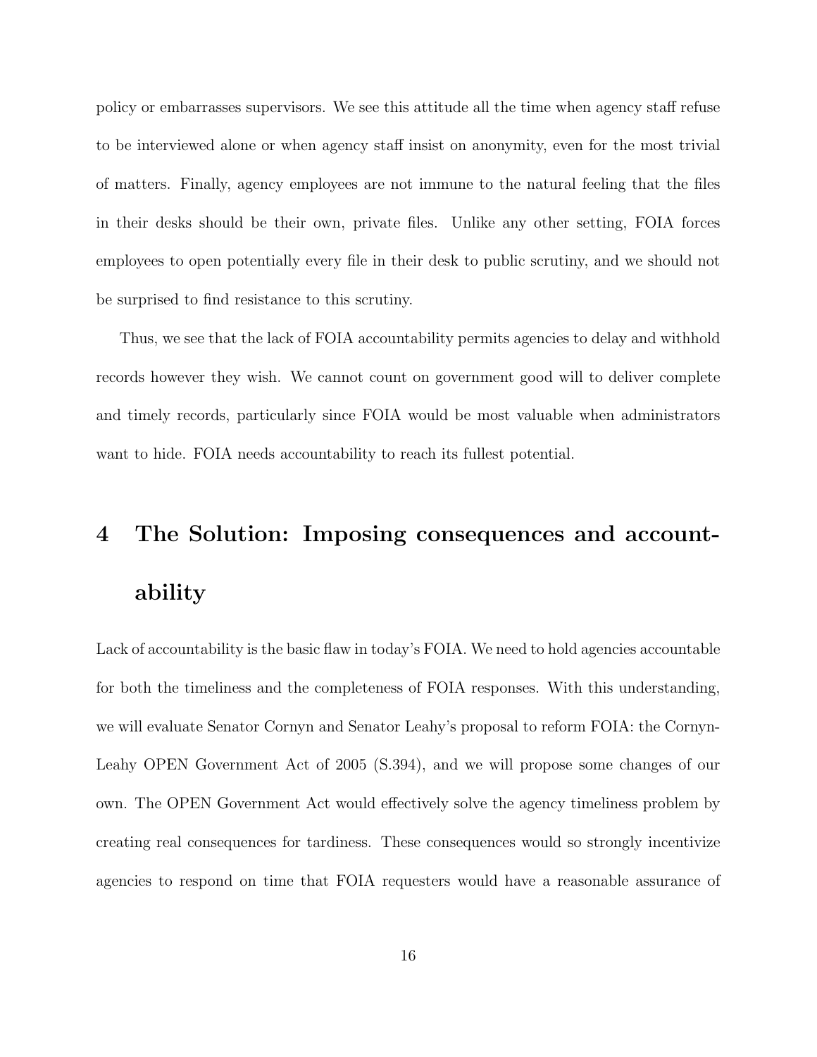policy or embarrasses supervisors. We see this attitude all the time when agency staff refuse to be interviewed alone or when agency staff insist on anonymity, even for the most trivial of matters. Finally, agency employees are not immune to the natural feeling that the files in their desks should be their own, private files. Unlike any other setting, FOIA forces employees to open potentially every file in their desk to public scrutiny, and we should not be surprised to find resistance to this scrutiny.

Thus, we see that the lack of FOIA accountability permits agencies to delay and withhold records however they wish. We cannot count on government good will to deliver complete and timely records, particularly since FOIA would be most valuable when administrators want to hide. FOIA needs accountability to reach its fullest potential.

# 4 The Solution: Imposing consequences and accountability

Lack of accountability is the basic flaw in today's FOIA. We need to hold agencies accountable for both the timeliness and the completeness of FOIA responses. With this understanding, we will evaluate Senator Cornyn and Senator Leahy's proposal to reform FOIA: the Cornyn-Leahy OPEN Government Act of 2005 (S.394), and we will propose some changes of our own. The OPEN Government Act would effectively solve the agency timeliness problem by creating real consequences for tardiness. These consequences would so strongly incentivize agencies to respond on time that FOIA requesters would have a reasonable assurance of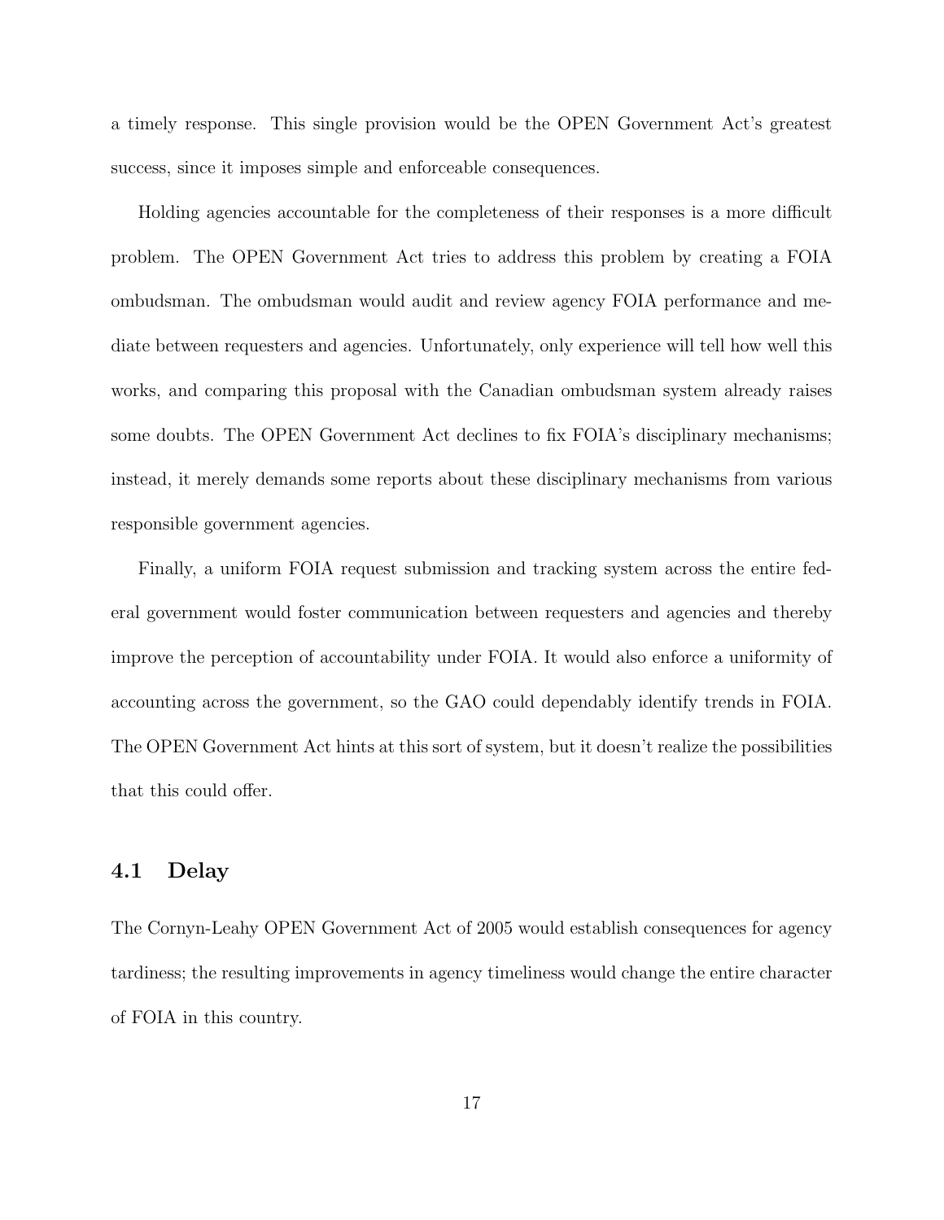a timely response. This single provision would be the OPEN Government Act's greatest success, since it imposes simple and enforceable consequences.

Holding agencies accountable for the completeness of their responses is a more difficult problem. The OPEN Government Act tries to address this problem by creating a FOIA ombudsman. The ombudsman would audit and review agency FOIA performance and mediate between requesters and agencies. Unfortunately, only experience will tell how well this works, and comparing this proposal with the Canadian ombudsman system already raises some doubts. The OPEN Government Act declines to fix FOIA's disciplinary mechanisms; instead, it merely demands some reports about these disciplinary mechanisms from various responsible government agencies.

Finally, a uniform FOIA request submission and tracking system across the entire federal government would foster communication between requesters and agencies and thereby improve the perception of accountability under FOIA. It would also enforce a uniformity of accounting across the government, so the GAO could dependably identify trends in FOIA. The OPEN Government Act hints at this sort of system, but it doesn't realize the possibilities that this could offer.

## 4.1 Delay

The Cornyn-Leahy OPEN Government Act of 2005 would establish consequences for agency tardiness; the resulting improvements in agency timeliness would change the entire character of FOIA in this country.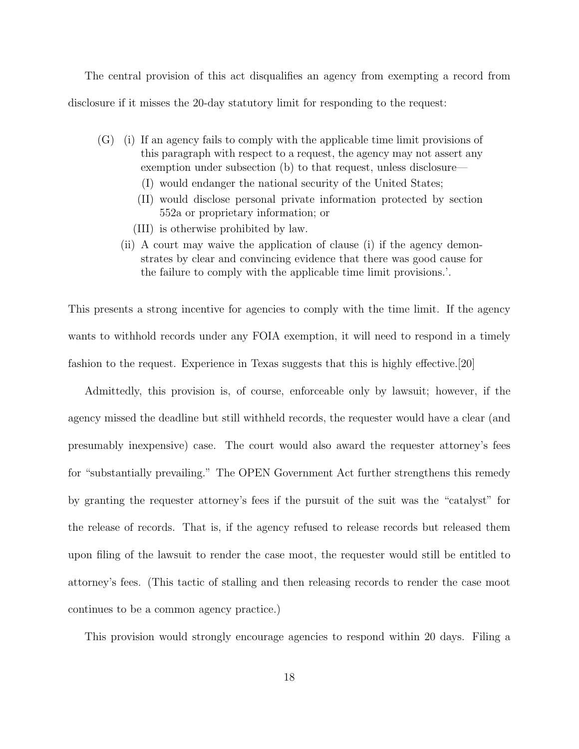The central provision of this act disqualifies an agency from exempting a record from disclosure if it misses the 20-day statutory limit for responding to the request:

> (G) (i) If an agency fails to comply with the applicable time limit provisions of this paragraph with respect to a request, the agency may not assert any exemption under subsection (b) to that request, unless disclosure—
>
> (I) would endanger the national security of the United States;
>
> (II) would disclose personal private information protected by section 552a or proprietary information; or
>
> (III) is otherwise prohibited by law.
>
> (ii) A court may waive the application of clause (i) if the agency demonstrates by clear and convincing evidence that there was good cause for the failure to comply with the applicable time limit provisions.'.

This presents a strong incentive for agencies to comply with the time limit. If the agency wants to withhold records under any FOIA exemption, it will need to respond in a timely fashion to the request. Experience in Texas suggests that this is highly effective.[20]

Admittedly, this provision is, of course, enforceable only by lawsuit; however, if the agency missed the deadline but still withheld records, the requester would have a clear (and presumably inexpensive) case. The court would also award the requester attorney's fees for "substantially prevailing." The OPEN Government Act further strengthens this remedy by granting the requester attorney's fees if the pursuit of the suit was the "catalyst" for the release of records. That is, if the agency refused to release records but released them upon filing of the lawsuit to render the case moot, the requester would still be entitled to attorney's fees. (This tactic of stalling and then releasing records to render the case moot continues to be a common agency practice.)

This provision would strongly encourage agencies to respond within 20 days. Filing a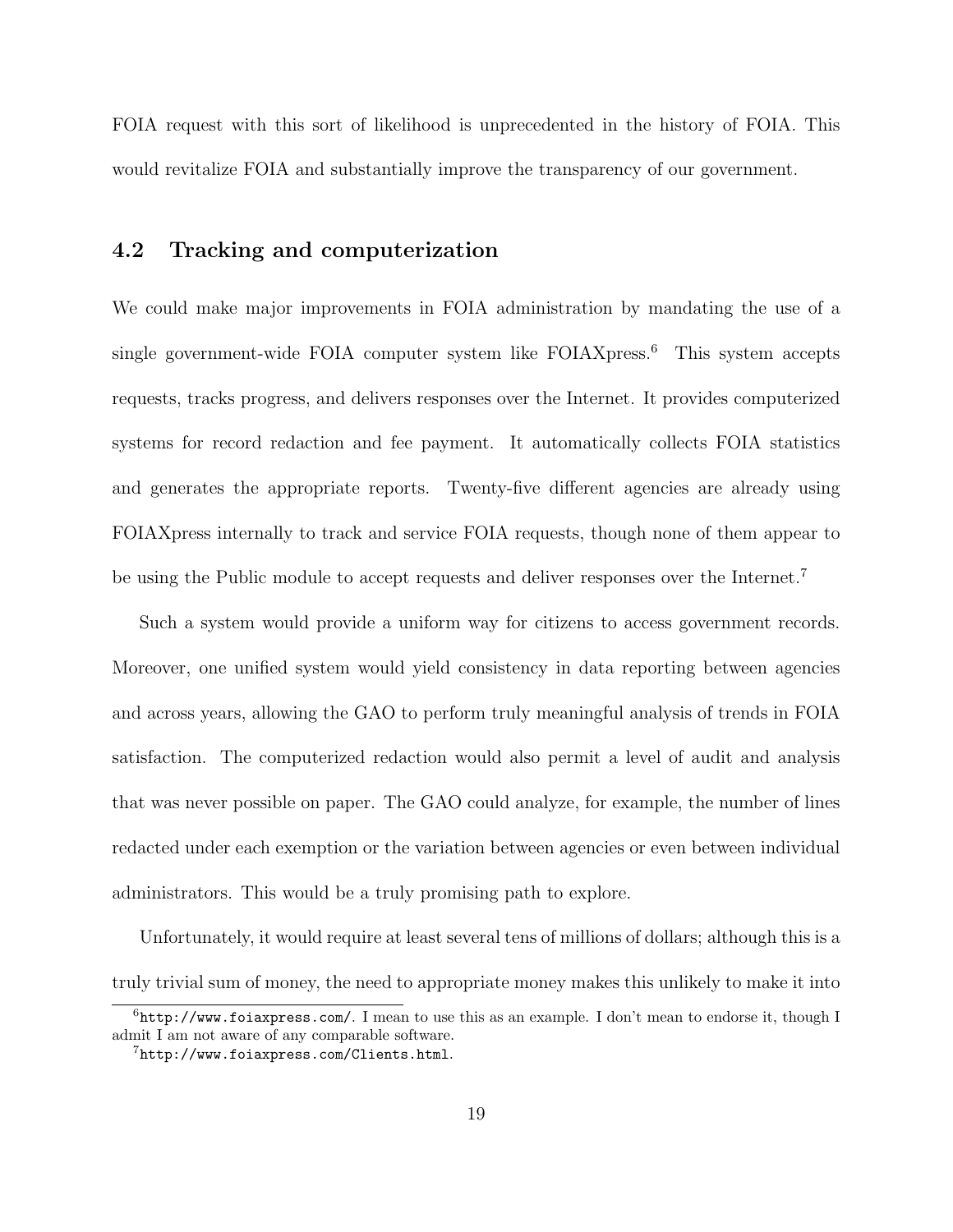FOIA request with this sort of likelihood is unprecedented in the history of FOIA. This would revitalize FOIA and substantially improve the transparency of our government.

## 4.2 Tracking and computerization

We could make major improvements in FOIA administration by mandating the use of a single government-wide FOIA computer system like FOIAXpress.[6] This system accepts requests, tracks progress, and delivers responses over the Internet. It provides computerized systems for record redaction and fee payment. It automatically collects FOIA statistics and generates the appropriate reports. Twenty-five different agencies are already using FOIAXpress internally to track and service FOIA requests, though none of them appear to be using the Public module to accept requests and deliver responses over the Internet.[7]

Such a system would provide a uniform way for citizens to access government records. Moreover, one unified system would yield consistency in data reporting between agencies and across years, allowing the GAO to perform truly meaningful analysis of trends in FOIA satisfaction. The computerized redaction would also permit a level of audit and analysis that was never possible on paper. The GAO could analyze, for example, the number of lines redacted under each exemption or the variation between agencies or even between individual administrators. This would be a truly promising path to explore.

Unfortunately, it would require at least several tens of millions of dollars; although this is a truly trivial sum of money, the need to appropriate money makes this unlikely to make it into

---

[6] `http://www.foiaxpress.com/`. I mean to use this as an example. I don't mean to endorse it, though I admit I am not aware of any comparable software.

[7] `http://www.foiaxpress.com/Clients.html`.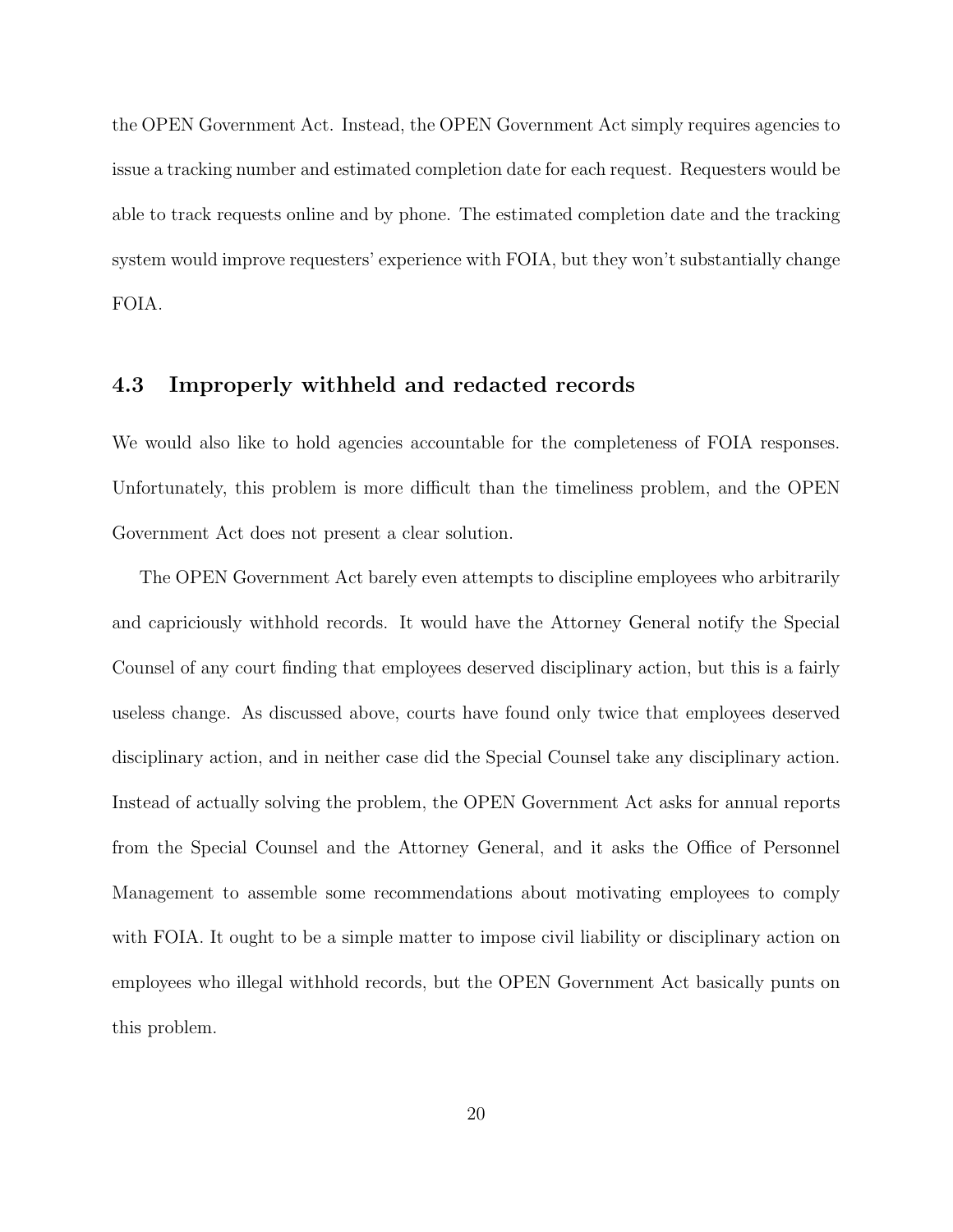the OPEN Government Act. Instead, the OPEN Government Act simply requires agencies to issue a tracking number and estimated completion date for each request. Requesters would be able to track requests online and by phone. The estimated completion date and the tracking system would improve requesters' experience with FOIA, but they won't substantially change FOIA.

### 4.3 Improperly withheld and redacted records

We would also like to hold agencies accountable for the completeness of FOIA responses. Unfortunately, this problem is more difficult than the timeliness problem, and the OPEN Government Act does not present a clear solution.

The OPEN Government Act barely even attempts to discipline employees who arbitrarily and capriciously withhold records. It would have the Attorney General notify the Special Counsel of any court finding that employees deserved disciplinary action, but this is a fairly useless change. As discussed above, courts have found only twice that employees deserved disciplinary action, and in neither case did the Special Counsel take any disciplinary action. Instead of actually solving the problem, the OPEN Government Act asks for annual reports from the Special Counsel and the Attorney General, and it asks the Office of Personnel Management to assemble some recommendations about motivating employees to comply with FOIA. It ought to be a simple matter to impose civil liability or disciplinary action on employees who illegal withhold records, but the OPEN Government Act basically punts on this problem.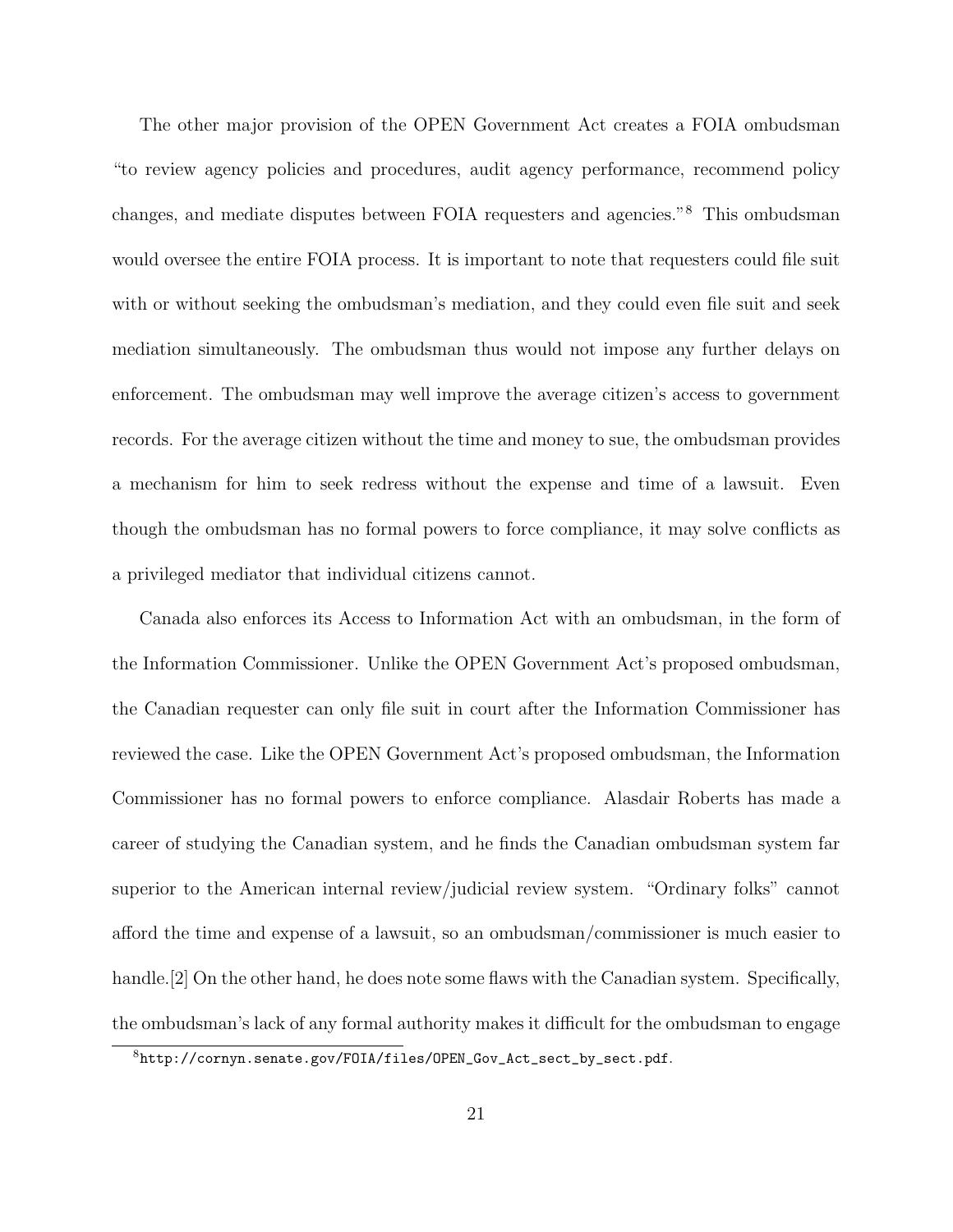The other major provision of the OPEN Government Act creates a FOIA ombudsman "to review agency policies and procedures, audit agency performance, recommend policy changes, and mediate disputes between FOIA requesters and agencies."[8] This ombudsman would oversee the entire FOIA process. It is important to note that requesters could file suit with or without seeking the ombudsman's mediation, and they could even file suit and seek mediation simultaneously. The ombudsman thus would not impose any further delays on enforcement. The ombudsman may well improve the average citizen's access to government records. For the average citizen without the time and money to sue, the ombudsman provides a mechanism for him to seek redress without the expense and time of a lawsuit. Even though the ombudsman has no formal powers to force compliance, it may solve conflicts as a privileged mediator that individual citizens cannot.

Canada also enforces its Access to Information Act with an ombudsman, in the form of the Information Commissioner. Unlike the OPEN Government Act's proposed ombudsman, the Canadian requester can only file suit in court after the Information Commissioner has reviewed the case. Like the OPEN Government Act's proposed ombudsman, the Information Commissioner has no formal powers to enforce compliance. Alasdair Roberts has made a career of studying the Canadian system, and he finds the Canadian ombudsman system far superior to the American internal review/judicial review system. "Ordinary folks" cannot afford the time and expense of a lawsuit, so an ombudsman/commissioner is much easier to handle.[2] On the other hand, he does note some flaws with the Canadian system. Specifically, the ombudsman's lack of any formal authority makes it difficult for the ombudsman to engage

[8] http://cornyn.senate.gov/FOIA/files/OPEN_Gov_Act_sect_by_sect.pdf.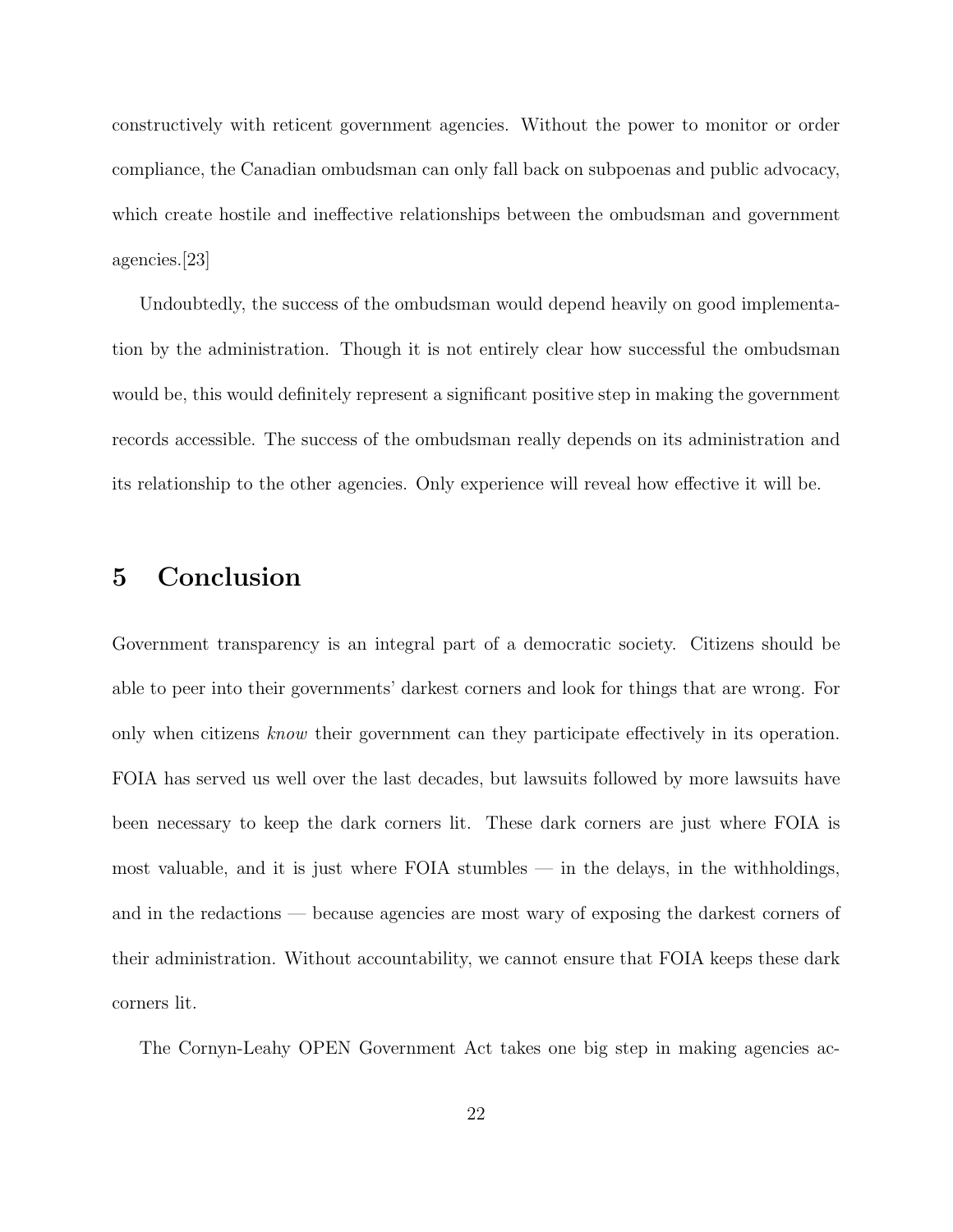constructively with reticent government agencies. Without the power to monitor or order compliance, the Canadian ombudsman can only fall back on subpoenas and public advocacy, which create hostile and ineffective relationships between the ombudsman and government agencies.[23]

Undoubtedly, the success of the ombudsman would depend heavily on good implementation by the administration. Though it is not entirely clear how successful the ombudsman would be, this would definitely represent a significant positive step in making the government records accessible. The success of the ombudsman really depends on its administration and its relationship to the other agencies. Only experience will reveal how effective it will be.

## 5 Conclusion

Government transparency is an integral part of a democratic society. Citizens should be able to peer into their governments' darkest corners and look for things that are wrong. For only when citizens *know* their government can they participate effectively in its operation. FOIA has served us well over the last decades, but lawsuits followed by more lawsuits have been necessary to keep the dark corners lit. These dark corners are just where FOIA is most valuable, and it is just where FOIA stumbles — in the delays, in the withholdings, and in the redactions — because agencies are most wary of exposing the darkest corners of their administration. Without accountability, we cannot ensure that FOIA keeps these dark corners lit.

The Cornyn-Leahy OPEN Government Act takes one big step in making agencies ac-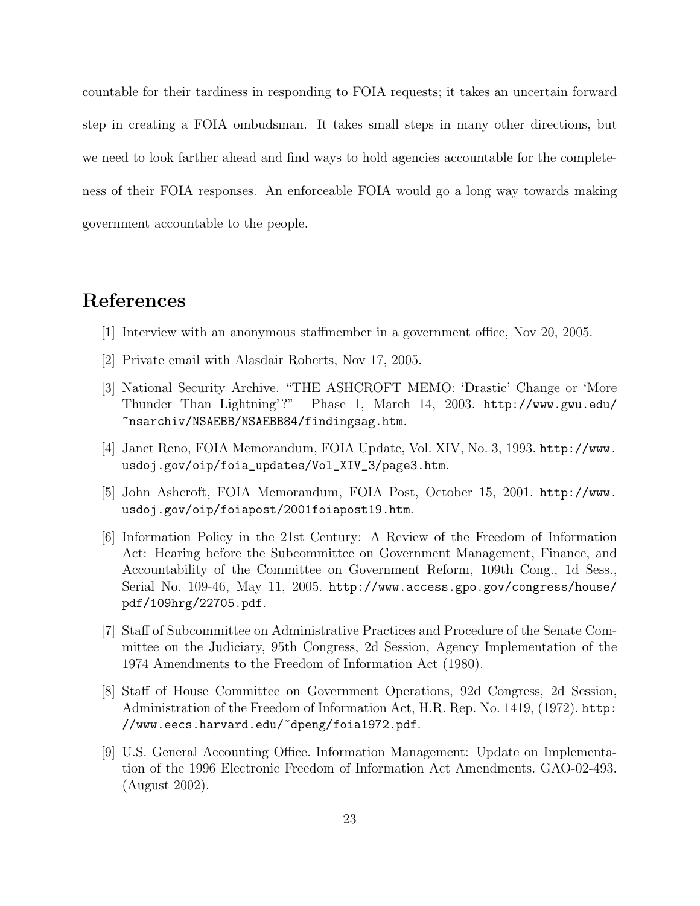countable for their tardiness in responding to FOIA requests; it takes an uncertain forward step in creating a FOIA ombudsman. It takes small steps in many other directions, but we need to look farther ahead and find ways to hold agencies accountable for the completeness of their FOIA responses. An enforceable FOIA would go a long way towards making government accountable to the people.

## References

[1] Interview with an anonymous staffmember in a government office, Nov 20, 2005.

[2] Private email with Alasdair Roberts, Nov 17, 2005.

[3] National Security Archive. "THE ASHCROFT MEMO: 'Drastic' Change or 'More Thunder Than Lightning'?" Phase 1, March 14, 2003. http://www.gwu.edu/~nsarchiv/NSAEBB/NSAEBB84/findingsag.htm.

[4] Janet Reno, FOIA Memorandum, FOIA Update, Vol. XIV, No. 3, 1993. http://www.usdoj.gov/oip/foia_updates/Vol_XIV_3/page3.htm.

[5] John Ashcroft, FOIA Memorandum, FOIA Post, October 15, 2001. http://www.usdoj.gov/oip/foiapost/2001foiapost19.htm.

[6] Information Policy in the 21st Century: A Review of the Freedom of Information Act: Hearing before the Subcommittee on Government Management, Finance, and Accountability of the Committee on Government Reform, 109th Cong., 1d Sess., Serial No. 109-46, May 11, 2005. http://www.access.gpo.gov/congress/house/pdf/109hrg/22705.pdf.

[7] Staff of Subcommittee on Administrative Practices and Procedure of the Senate Committee on the Judiciary, 95th Congress, 2d Session, Agency Implementation of the 1974 Amendments to the Freedom of Information Act (1980).

[8] Staff of House Committee on Government Operations, 92d Congress, 2d Session, Administration of the Freedom of Information Act, H.R. Rep. No. 1419, (1972). http://www.eecs.harvard.edu/~dpeng/foia1972.pdf.

[9] U.S. General Accounting Office. Information Management: Update on Implementation of the 1996 Electronic Freedom of Information Act Amendments. GAO-02-493. (August 2002).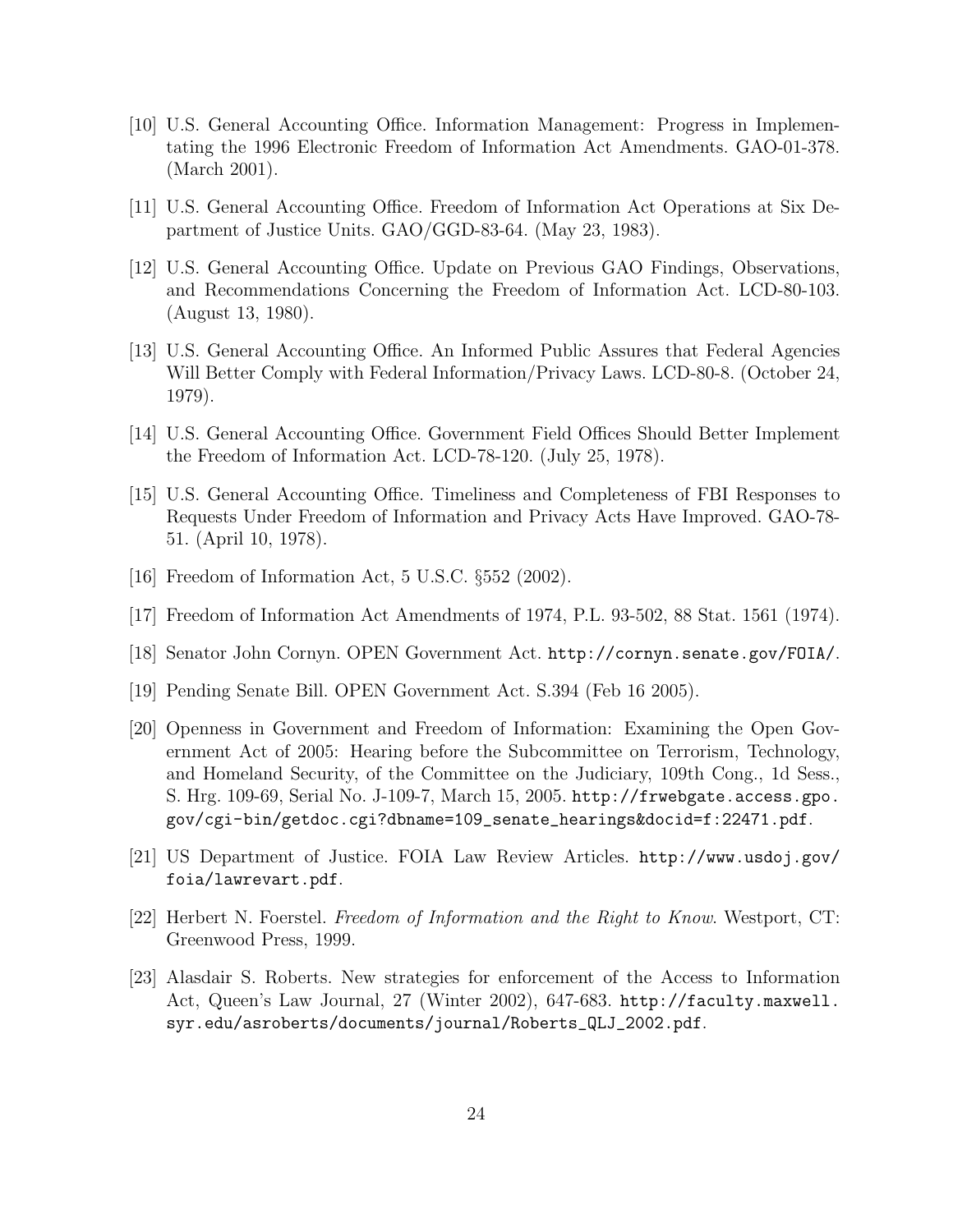[10] U.S. General Accounting Office. Information Management: Progress in Implementating the 1996 Electronic Freedom of Information Act Amendments. GAO-01-378. (March 2001).

[11] U.S. General Accounting Office. Freedom of Information Act Operations at Six Department of Justice Units. GAO/GGD-83-64. (May 23, 1983).

[12] U.S. General Accounting Office. Update on Previous GAO Findings, Observations, and Recommendations Concerning the Freedom of Information Act. LCD-80-103. (August 13, 1980).

[13] U.S. General Accounting Office. An Informed Public Assures that Federal Agencies Will Better Comply with Federal Information/Privacy Laws. LCD-80-8. (October 24, 1979).

[14] U.S. General Accounting Office. Government Field Offices Should Better Implement the Freedom of Information Act. LCD-78-120. (July 25, 1978).

[15] U.S. General Accounting Office. Timeliness and Completeness of FBI Responses to Requests Under Freedom of Information and Privacy Acts Have Improved. GAO-78-51. (April 10, 1978).

[16] Freedom of Information Act, 5 U.S.C. §552 (2002).

[17] Freedom of Information Act Amendments of 1974, P.L. 93-502, 88 Stat. 1561 (1974).

[18] Senator John Cornyn. OPEN Government Act. http://cornyn.senate.gov/FOIA/.

[19] Pending Senate Bill. OPEN Government Act. S.394 (Feb 16 2005).

[20] Openness in Government and Freedom of Information: Examining the Open Government Act of 2005: Hearing before the Subcommittee on Terrorism, Technology, and Homeland Security, of the Committee on the Judiciary, 109th Cong., 1d Sess., S. Hrg. 109-69, Serial No. J-109-7, March 15, 2005. http://frwebgate.access.gpo.gov/cgi-bin/getdoc.cgi?dbname=109_senate_hearings&docid=f:22471.pdf.

[21] US Department of Justice. FOIA Law Review Articles. http://www.usdoj.gov/foia/lawrevart.pdf.

[22] Herbert N. Foerstel. *Freedom of Information and the Right to Know*. Westport, CT: Greenwood Press, 1999.

[23] Alasdair S. Roberts. New strategies for enforcement of the Access to Information Act, Queen's Law Journal, 27 (Winter 2002), 647-683. http://faculty.maxwell.syr.edu/asroberts/documents/journal/Roberts_QLJ_2002.pdf.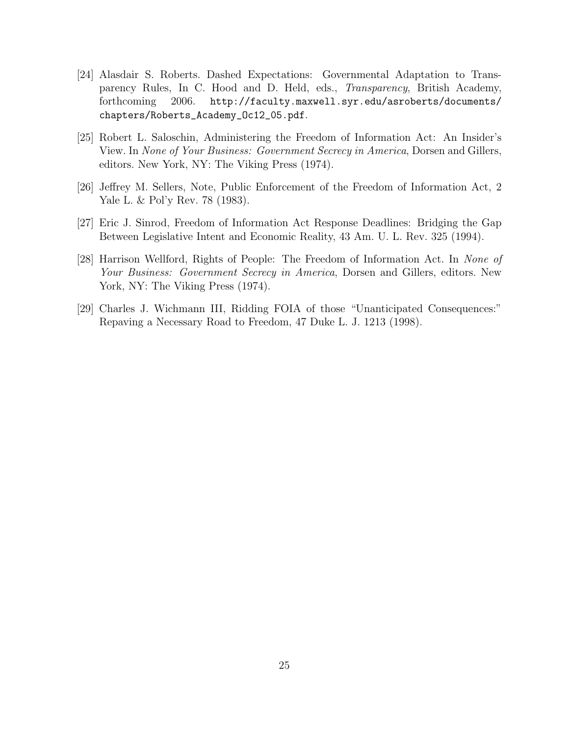[24] Alasdair S. Roberts. Dashed Expectations: Governmental Adaptation to Transparency Rules, In C. Hood and D. Held, eds., *Transparency*, British Academy, forthcoming 2006. `http://faculty.maxwell.syr.edu/asroberts/documents/chapters/Roberts_Academy_Oc12_05.pdf`.

[25] Robert L. Saloschin, Administering the Freedom of Information Act: An Insider's View. In *None of Your Business: Government Secrecy in America*, Dorsen and Gillers, editors. New York, NY: The Viking Press (1974).

[26] Jeffrey M. Sellers, Note, Public Enforcement of the Freedom of Information Act, 2 Yale L. & Pol'y Rev. 78 (1983).

[27] Eric J. Sinrod, Freedom of Information Act Response Deadlines: Bridging the Gap Between Legislative Intent and Economic Reality, 43 Am. U. L. Rev. 325 (1994).

[28] Harrison Wellford, Rights of People: The Freedom of Information Act. In *None of Your Business: Government Secrecy in America*, Dorsen and Gillers, editors. New York, NY: The Viking Press (1974).

[29] Charles J. Wichmann III, Ridding FOIA of those "Unanticipated Consequences:" Repaving a Necessary Road to Freedom, 47 Duke L. J. 1213 (1998).